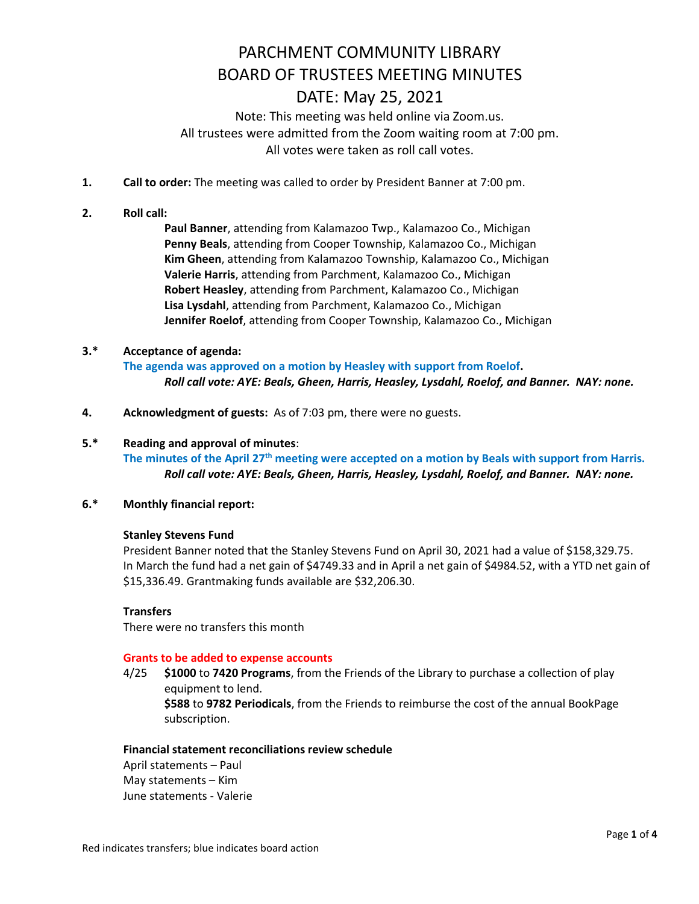# PARCHMENT COMMUNITY LIBRARY
# BOARD OF TRUSTEES MEETING MINUTES
# DATE: May 25, 2021

Note: This meeting was held online via Zoom.us.
All trustees were admitted from the Zoom waiting room at 7:00 pm.
All votes were taken as roll call votes.

**1. Call to order:** The meeting was called to order by President Banner at 7:00 pm.

**2. Roll call:**

**Paul Banner**, attending from Kalamazoo Twp., Kalamazoo Co., Michigan
**Penny Beals**, attending from Cooper Township, Kalamazoo Co., Michigan
**Kim Gheen**, attending from Kalamazoo Township, Kalamazoo Co., Michigan
**Valerie Harris**, attending from Parchment, Kalamazoo Co., Michigan
**Robert Heasley**, attending from Parchment, Kalamazoo Co., Michigan
**Lisa Lysdahl**, attending from Parchment, Kalamazoo Co., Michigan
**Jennifer Roelof**, attending from Cooper Township, Kalamazoo Co., Michigan

**3.\* Acceptance of agenda:**

**The agenda was approved on a motion by Heasley with support from Roelof.**

***Roll call vote: AYE: Beals, Gheen, Harris, Heasley, Lysdahl, Roelof, and Banner. NAY: none.***

**4. Acknowledgment of guests:** As of 7:03 pm, there were no guests.

**5.\* Reading and approval of minutes**:

**The minutes of the April 27th meeting were accepted on a motion by Beals with support from Harris.**

***Roll call vote: AYE: Beals, Gheen, Harris, Heasley, Lysdahl, Roelof, and Banner. NAY: none.***

**6.\* Monthly financial report:**

**Stanley Stevens Fund**

President Banner noted that the Stanley Stevens Fund on April 30, 2021 had a value of $158,329.75. In March the fund had a net gain of $4749.33 and in April a net gain of $4984.52, with a YTD net gain of $15,336.49. Grantmaking funds available are $32,206.30.

**Transfers**

There were no transfers this month

**Grants to be added to expense accounts**

4/25 **$1000** to **7420 Programs**, from the Friends of the Library to purchase a collection of play equipment to lend.
**$588** to **9782 Periodicals**, from the Friends to reimburse the cost of the annual BookPage subscription.

**Financial statement reconciliations review schedule**

April statements – Paul
May statements – Kim
June statements - Valerie

Red indicates transfers; blue indicates board action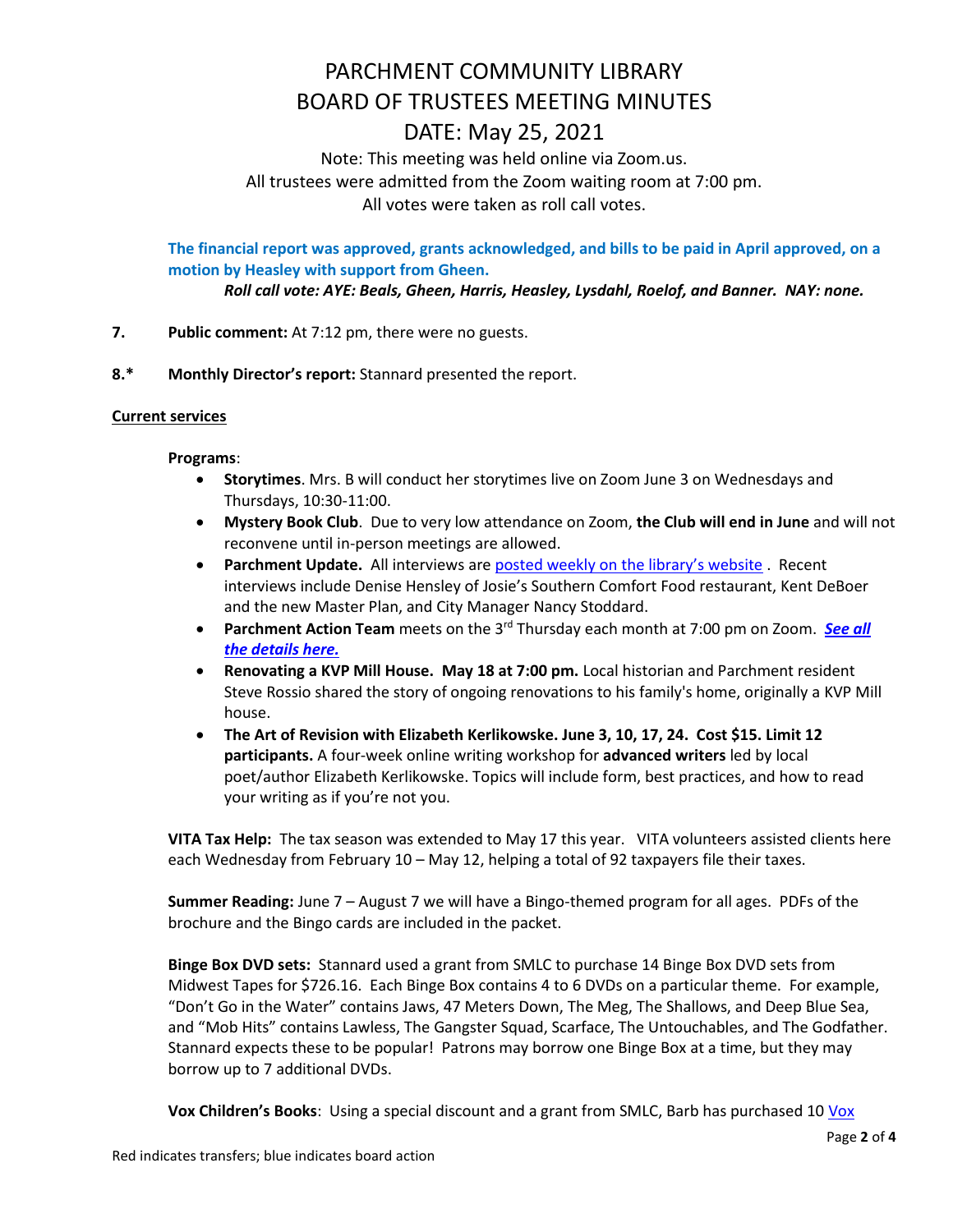# PARCHMENT COMMUNITY LIBRARY
# BOARD OF TRUSTEES MEETING MINUTES
# DATE: May 25, 2021

Note: This meeting was held online via Zoom.us.
All trustees were admitted from the Zoom waiting room at 7:00 pm.
All votes were taken as roll call votes.

**The financial report was approved, grants acknowledged, and bills to be paid in April approved, on a motion by Heasley with support from Gheen.**

***Roll call vote: AYE: Beals, Gheen, Harris, Heasley, Lysdahl, Roelof, and Banner. NAY: none.***

**7.** **Public comment:** At 7:12 pm, there were no guests.

**8.*** **Monthly Director's report:** Stannard presented the report.

**Current services**

**Programs**:

- **Storytimes**. Mrs. B will conduct her storytimes live on Zoom June 3 on Wednesdays and Thursdays, 10:30-11:00.
- **Mystery Book Club**. Due to very low attendance on Zoom, **the Club will end in June** and will not reconvene until in-person meetings are allowed.
- **Parchment Update.** All interviews are posted weekly on the library's website . Recent interviews include Denise Hensley of Josie's Southern Comfort Food restaurant, Kent DeBoer and the new Master Plan, and City Manager Nancy Stoddard.
- **Parchment Action Team** meets on the 3rd Thursday each month at 7:00 pm on Zoom. ***See all the details here.***
- **Renovating a KVP Mill House. May 18 at 7:00 pm.** Local historian and Parchment resident Steve Rossio shared the story of ongoing renovations to his family's home, originally a KVP Mill house.
- **The Art of Revision with Elizabeth Kerlikowske. June 3, 10, 17, 24. Cost $15. Limit 12 participants.** A four-week online writing workshop for **advanced writers** led by local poet/author Elizabeth Kerlikowske. Topics will include form, best practices, and how to read your writing as if you're not you.

**VITA Tax Help:** The tax season was extended to May 17 this year. VITA volunteers assisted clients here each Wednesday from February 10 – May 12, helping a total of 92 taxpayers file their taxes.

**Summer Reading:** June 7 – August 7 we will have a Bingo-themed program for all ages. PDFs of the brochure and the Bingo cards are included in the packet.

**Binge Box DVD sets:** Stannard used a grant from SMLC to purchase 14 Binge Box DVD sets from Midwest Tapes for $726.16. Each Binge Box contains 4 to 6 DVDs on a particular theme. For example, "Don't Go in the Water" contains Jaws, 47 Meters Down, The Meg, The Shallows, and Deep Blue Sea, and "Mob Hits" contains Lawless, The Gangster Squad, Scarface, The Untouchables, and The Godfather. Stannard expects these to be popular! Patrons may borrow one Binge Box at a time, but they may borrow up to 7 additional DVDs.

**Vox Children's Books**: Using a special discount and a grant from SMLC, Barb has purchased 10 Vox

Red indicates transfers; blue indicates board action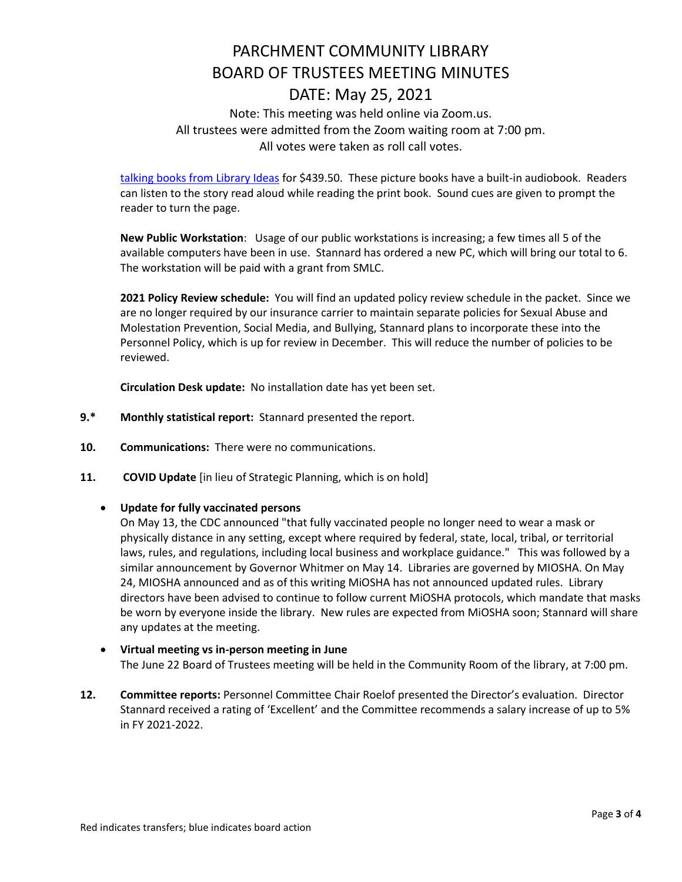# PARCHMENT COMMUNITY LIBRARY
# BOARD OF TRUSTEES MEETING MINUTES
# DATE: May 25, 2021

Note: This meeting was held online via Zoom.us.
All trustees were admitted from the Zoom waiting room at 7:00 pm.
All votes were taken as roll call votes.

talking books from Library Ideas for $439.50. These picture books have a built-in audiobook. Readers can listen to the story read aloud while reading the print book. Sound cues are given to prompt the reader to turn the page.

**New Public Workstation**: Usage of our public workstations is increasing; a few times all 5 of the available computers have been in use. Stannard has ordered a new PC, which will bring our total to 6. The workstation will be paid with a grant from SMLC.

**2021 Policy Review schedule:** You will find an updated policy review schedule in the packet. Since we are no longer required by our insurance carrier to maintain separate policies for Sexual Abuse and Molestation Prevention, Social Media, and Bullying, Stannard plans to incorporate these into the Personnel Policy, which is up for review in December. This will reduce the number of policies to be reviewed.

**Circulation Desk update:** No installation date has yet been set.

**9.\*** **Monthly statistical report:** Stannard presented the report.

**10.** **Communications:** There were no communications.

**11.** **COVID Update** [in lieu of Strategic Planning, which is on hold]

- **Update for fully vaccinated persons**
  On May 13, the CDC announced "that fully vaccinated people no longer need to wear a mask or physically distance in any setting, except where required by federal, state, local, tribal, or territorial laws, rules, and regulations, including local business and workplace guidance." This was followed by a similar announcement by Governor Whitmer on May 14. Libraries are governed by MIOSHA. On May 24, MIOSHA announced and as of this writing MiOSHA has not announced updated rules. Library directors have been advised to continue to follow current MiOSHA protocols, which mandate that masks be worn by everyone inside the library. New rules are expected from MiOSHA soon; Stannard will share any updates at the meeting.

- **Virtual meeting vs in-person meeting in June**
  The June 22 Board of Trustees meeting will be held in the Community Room of the library, at 7:00 pm.

**12.** **Committee reports:** Personnel Committee Chair Roelof presented the Director's evaluation. Director Stannard received a rating of 'Excellent' and the Committee recommends a salary increase of up to 5% in FY 2021-2022.

Red indicates transfers; blue indicates board action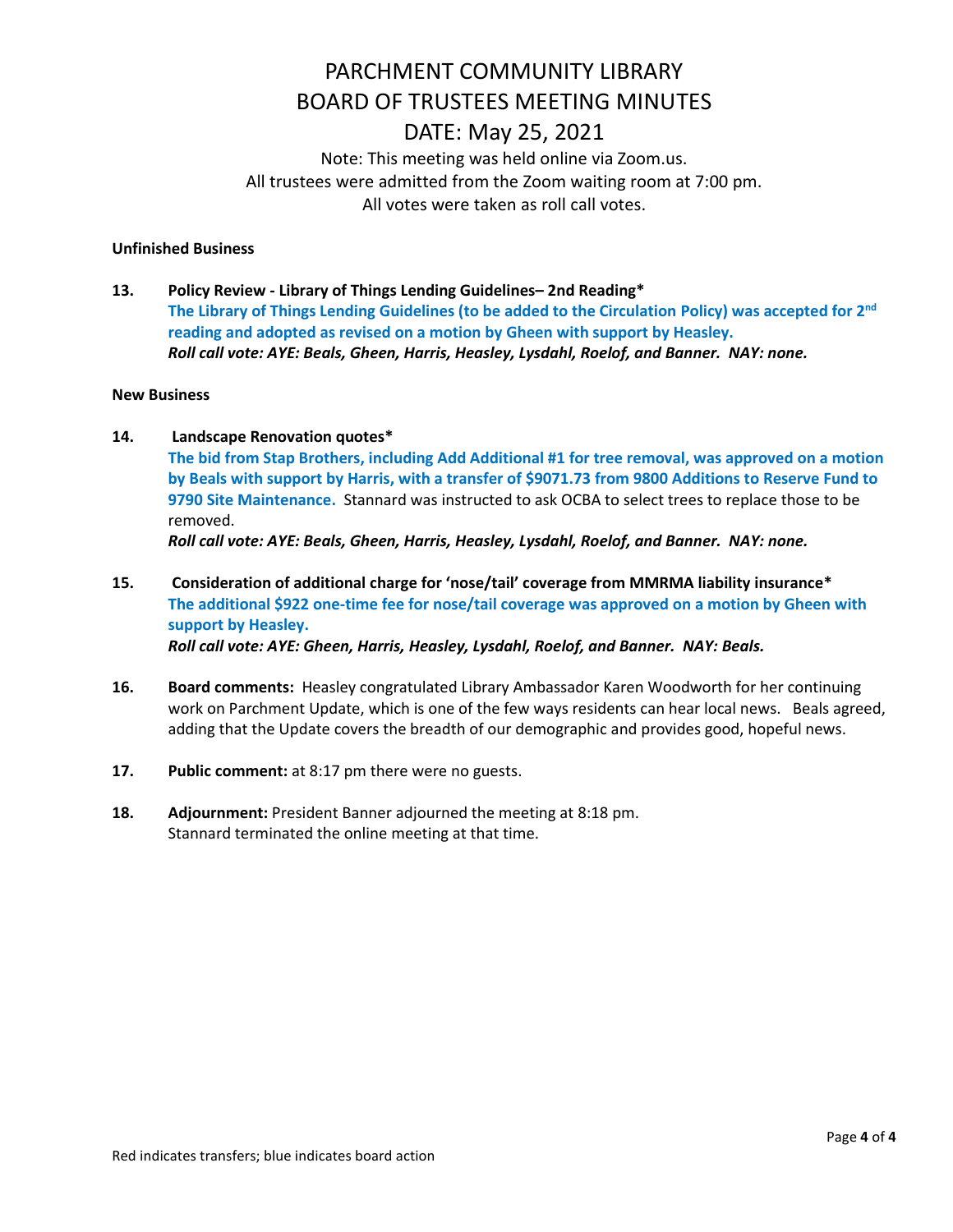# PARCHMENT COMMUNITY LIBRARY
# BOARD OF TRUSTEES MEETING MINUTES
# DATE: May 25, 2021

Note: This meeting was held online via Zoom.us.
All trustees were admitted from the Zoom waiting room at 7:00 pm.
All votes were taken as roll call votes.

**Unfinished Business**

**13. Policy Review - Library of Things Lending Guidelines– 2nd Reading***

**The Library of Things Lending Guidelines (to be added to the Circulation Policy) was accepted for 2nd reading and adopted as revised on a motion by Gheen with support by Heasley.**
***Roll call vote: AYE: Beals, Gheen, Harris, Heasley, Lysdahl, Roelof, and Banner. NAY: none.***

**New Business**

**14. Landscape Renovation quotes***

**The bid from Stap Brothers, including Add Additional #1 for tree removal, was approved on a motion by Beals with support by Harris, with a transfer of $9071.73 from 9800 Additions to Reserve Fund to 9790 Site Maintenance.** Stannard was instructed to ask OCBA to select trees to replace those to be removed.
***Roll call vote: AYE: Beals, Gheen, Harris, Heasley, Lysdahl, Roelof, and Banner. NAY: none.***

**15. Consideration of additional charge for 'nose/tail' coverage from MMRMA liability insurance***

**The additional $922 one-time fee for nose/tail coverage was approved on a motion by Gheen with support by Heasley.**
***Roll call vote: AYE: Gheen, Harris, Heasley, Lysdahl, Roelof, and Banner. NAY: Beals.***

**16. Board comments:** Heasley congratulated Library Ambassador Karen Woodworth for her continuing work on Parchment Update, which is one of the few ways residents can hear local news. Beals agreed, adding that the Update covers the breadth of our demographic and provides good, hopeful news.

**17. Public comment:** at 8:17 pm there were no guests.

**18. Adjournment:** President Banner adjourned the meeting at 8:18 pm.
Stannard terminated the online meeting at that time.

Red indicates transfers; blue indicates board action